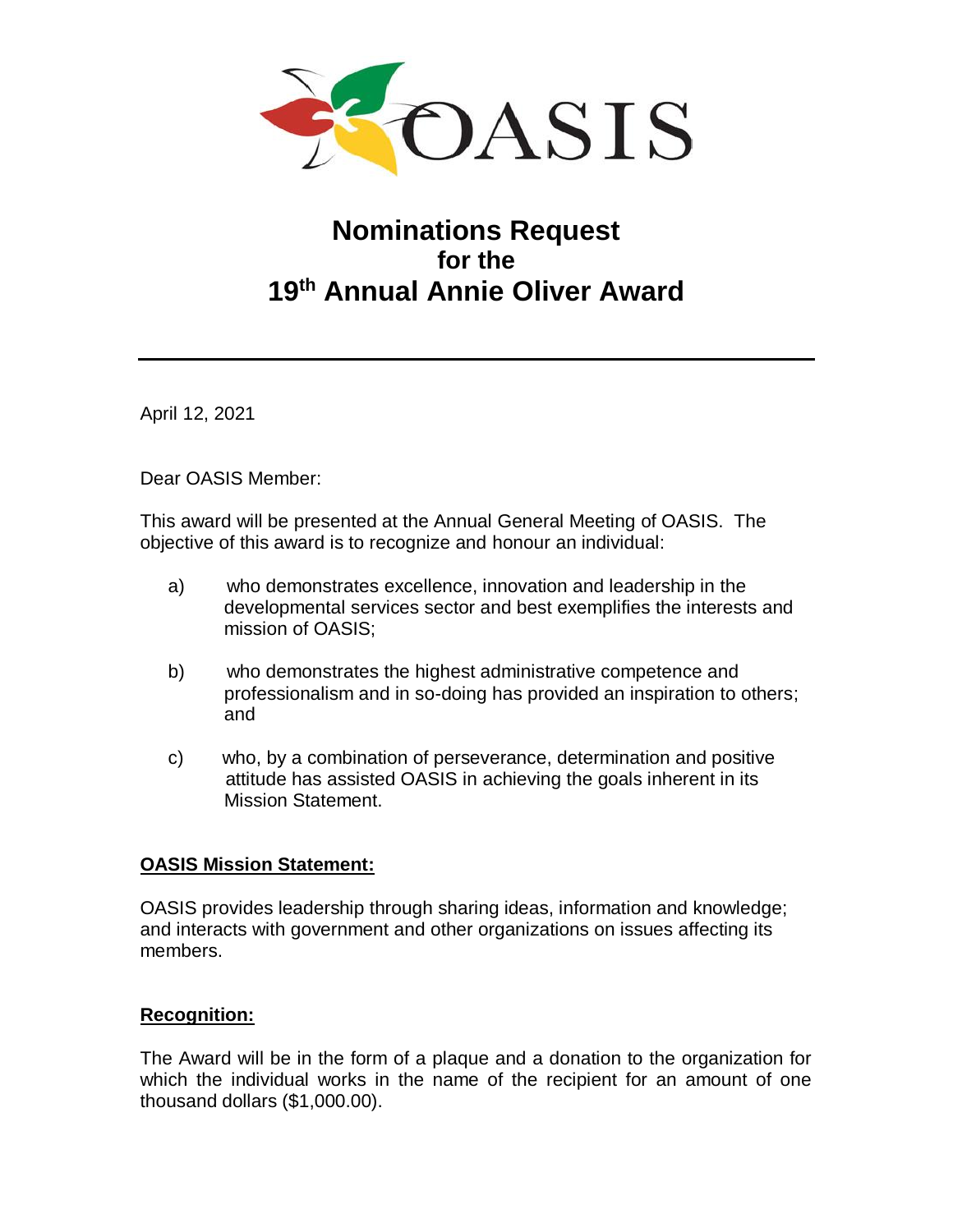OASIS

# Nominations Request for the 19th Annual Annie Oliver Award

April 12, 2021

Dear OASIS Member:

This award will be presented at the Annual General Meeting of OASIS. The objective of this award is to recognize and honour an individual:

a) who demonstrates excellence, innovation and leadership in the developmental services sector and best exemplifies the interests and mission of OASIS;

b) who demonstrates the highest administrative competence and professionalism and in so-doing has provided an inspiration to others; and

c) who, by a combination of perseverance, determination and positive attitude has assisted OASIS in achieving the goals inherent in its Mission Statement.

**OASIS Mission Statement:**

OASIS provides leadership through sharing ideas, information and knowledge; and interacts with government and other organizations on issues affecting its members.

**Recognition:**

The Award will be in the form of a plaque and a donation to the organization for which the individual works in the name of the recipient for an amount of one thousand dollars ($1,000.00).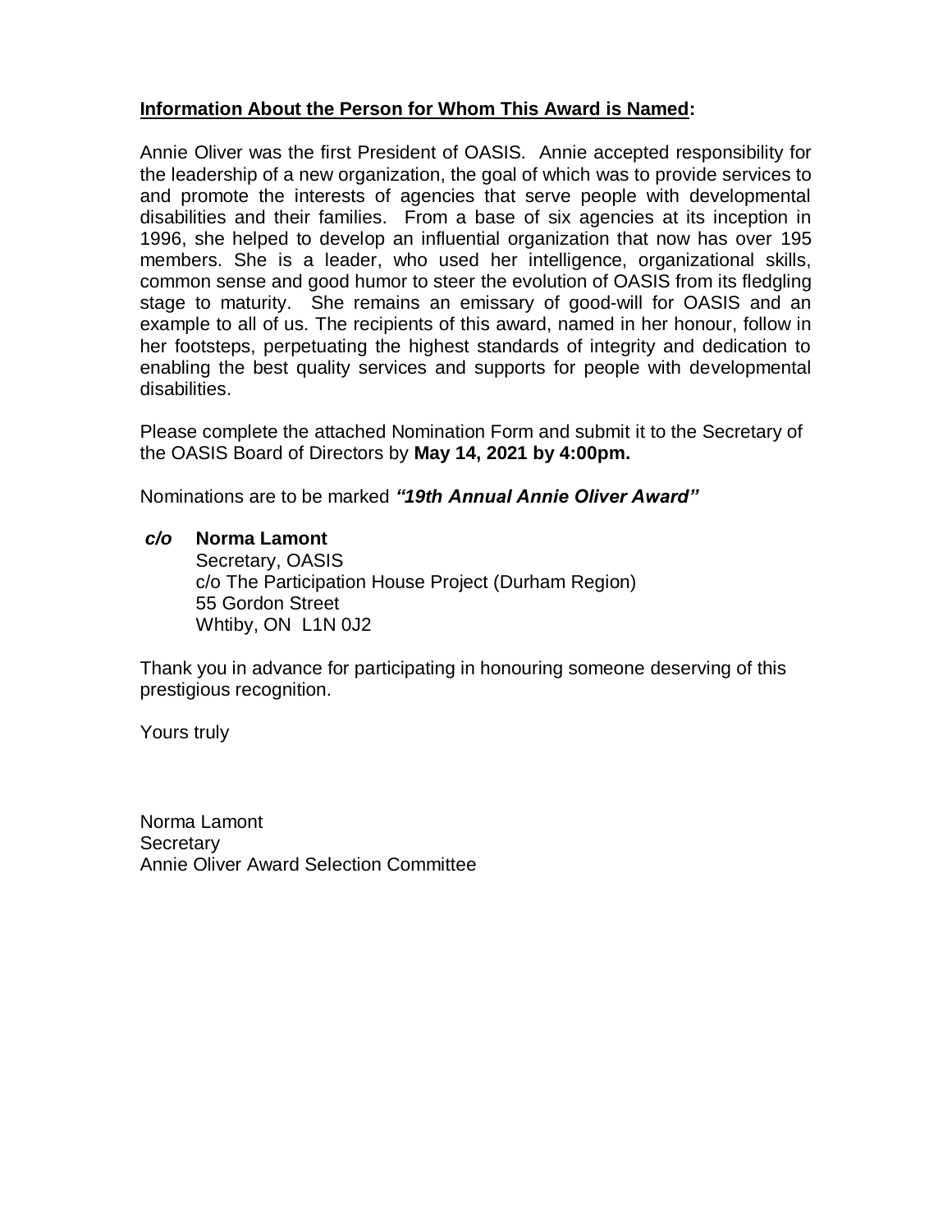**<u>Information About the Person for Whom This Award is Named</u>:**

Annie Oliver was the first President of OASIS. Annie accepted responsibility for the leadership of a new organization, the goal of which was to provide services to and promote the interests of agencies that serve people with developmental disabilities and their families. From a base of six agencies at its inception in 1996, she helped to develop an influential organization that now has over 195 members. She is a leader, who used her intelligence, organizational skills, common sense and good humor to steer the evolution of OASIS from its fledgling stage to maturity. She remains an emissary of good-will for OASIS and an example to all of us. The recipients of this award, named in her honour, follow in her footsteps, perpetuating the highest standards of integrity and dedication to enabling the best quality services and supports for people with developmental disabilities.

Please complete the attached Nomination Form and submit it to the Secretary of the OASIS Board of Directors by **May 14, 2021 by 4:00pm.**

Nominations are to be marked ***"19th Annual Annie Oliver Award"***

***c/o*** **Norma Lamont**
Secretary, OASIS
c/o The Participation House Project (Durham Region)
55 Gordon Street
Whtiby, ON L1N 0J2

Thank you in advance for participating in honouring someone deserving of this prestigious recognition.

Yours truly

Norma Lamont
Secretary
Annie Oliver Award Selection Committee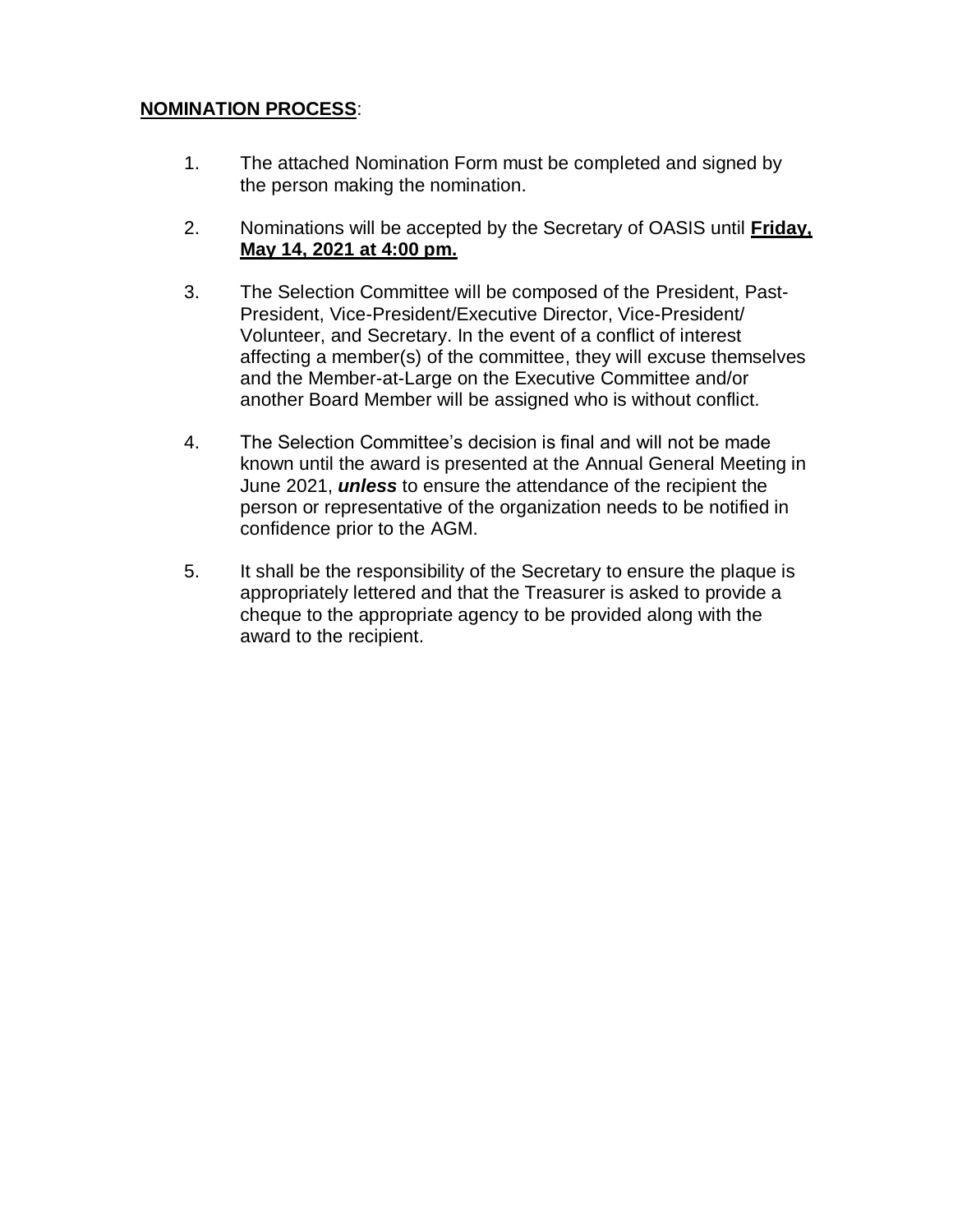**NOMINATION PROCESS**:

1. The attached Nomination Form must be completed and signed by the person making the nomination.

2. Nominations will be accepted by the Secretary of OASIS until **Friday, May 14, 2021 at 4:00 pm.**

3. The Selection Committee will be composed of the President, Past-President, Vice-President/Executive Director, Vice-President/ Volunteer, and Secretary. In the event of a conflict of interest affecting a member(s) of the committee, they will excuse themselves and the Member-at-Large on the Executive Committee and/or another Board Member will be assigned who is without conflict.

4. The Selection Committee's decision is final and will not be made known until the award is presented at the Annual General Meeting in June 2021, ***unless*** to ensure the attendance of the recipient the person or representative of the organization needs to be notified in confidence prior to the AGM.

5. It shall be the responsibility of the Secretary to ensure the plaque is appropriately lettered and that the Treasurer is asked to provide a cheque to the appropriate agency to be provided along with the award to the recipient.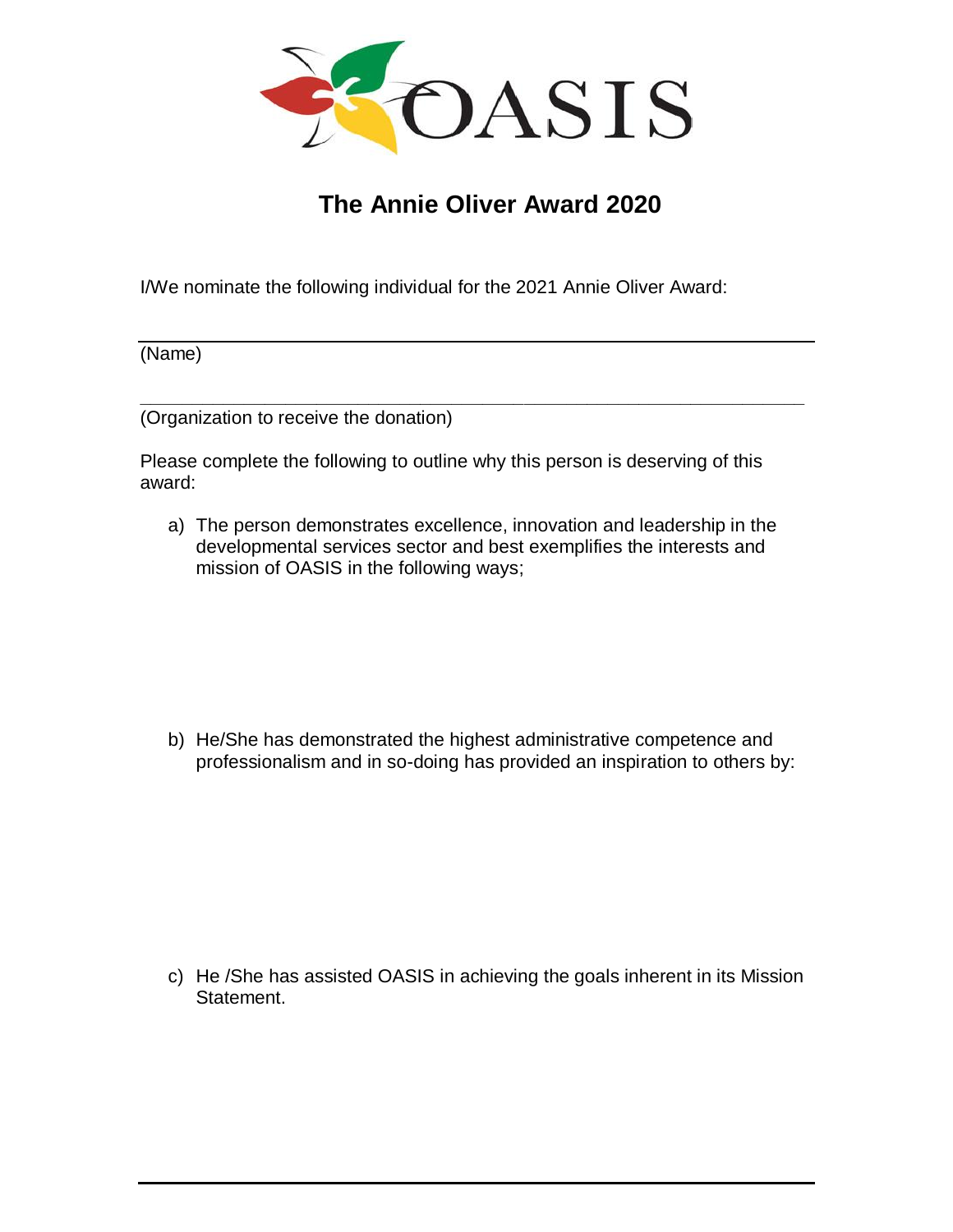OASIS

# The Annie Oliver Award 2020

I/We nominate the following individual for the 2021 Annie Oliver Award:

\_\_\_\_\_\_\_\_\_\_\_\_\_\_\_\_\_\_\_\_\_\_\_\_\_\_\_\_\_\_\_\_\_\_\_\_\_\_\_\_\_\_\_\_\_\_\_\_\_\_\_\_\_\_\_\_\_\_\_\_\_\_\_\_

(Name)

\_\_\_\_\_\_\_\_\_\_\_\_\_\_\_\_\_\_\_\_\_\_\_\_\_\_\_\_\_\_\_\_\_\_\_\_\_\_\_\_\_\_\_\_\_\_\_\_\_\_\_\_\_\_\_\_\_\_\_\_\_\_\_\_

(Organization to receive the donation)

Please complete the following to outline why this person is deserving of this award:

a) The person demonstrates excellence, innovation and leadership in the developmental services sector and best exemplifies the interests and mission of OASIS in the following ways;

b) He/She has demonstrated the highest administrative competence and professionalism and in so-doing has provided an inspiration to others by:

c) He /She has assisted OASIS in achieving the goals inherent in its Mission Statement.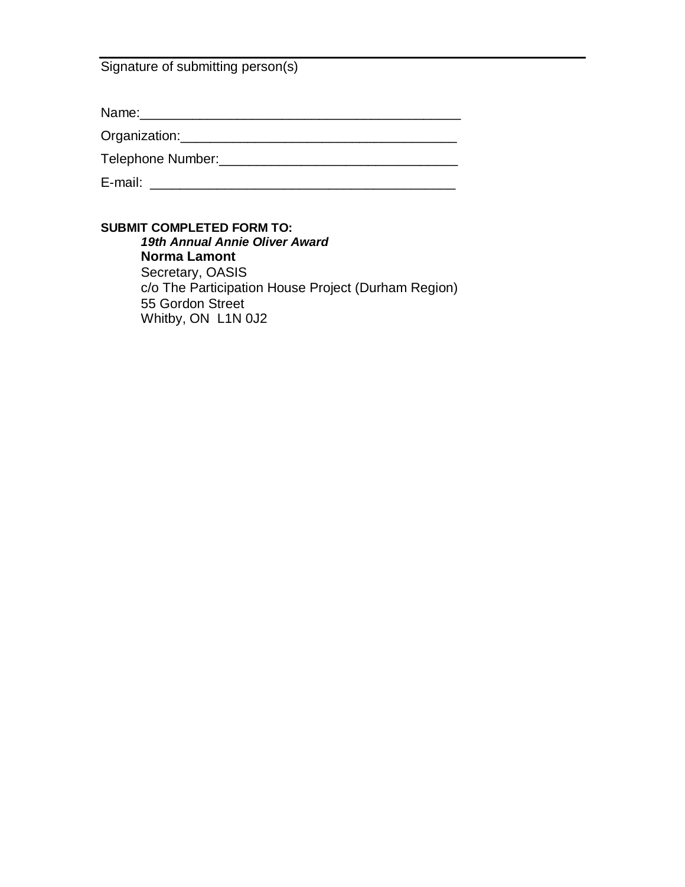______________________________________________

Signature of submitting person(s)

Name:___________________________________________

Organization:____________________________________

Telephone Number:________________________________

E-mail: ________________________________________

**SUBMIT COMPLETED FORM TO:**

***19th Annual Annie Oliver Award***
**Norma Lamont**
Secretary, OASIS
c/o The Participation House Project (Durham Region)
55 Gordon Street
Whitby, ON L1N 0J2